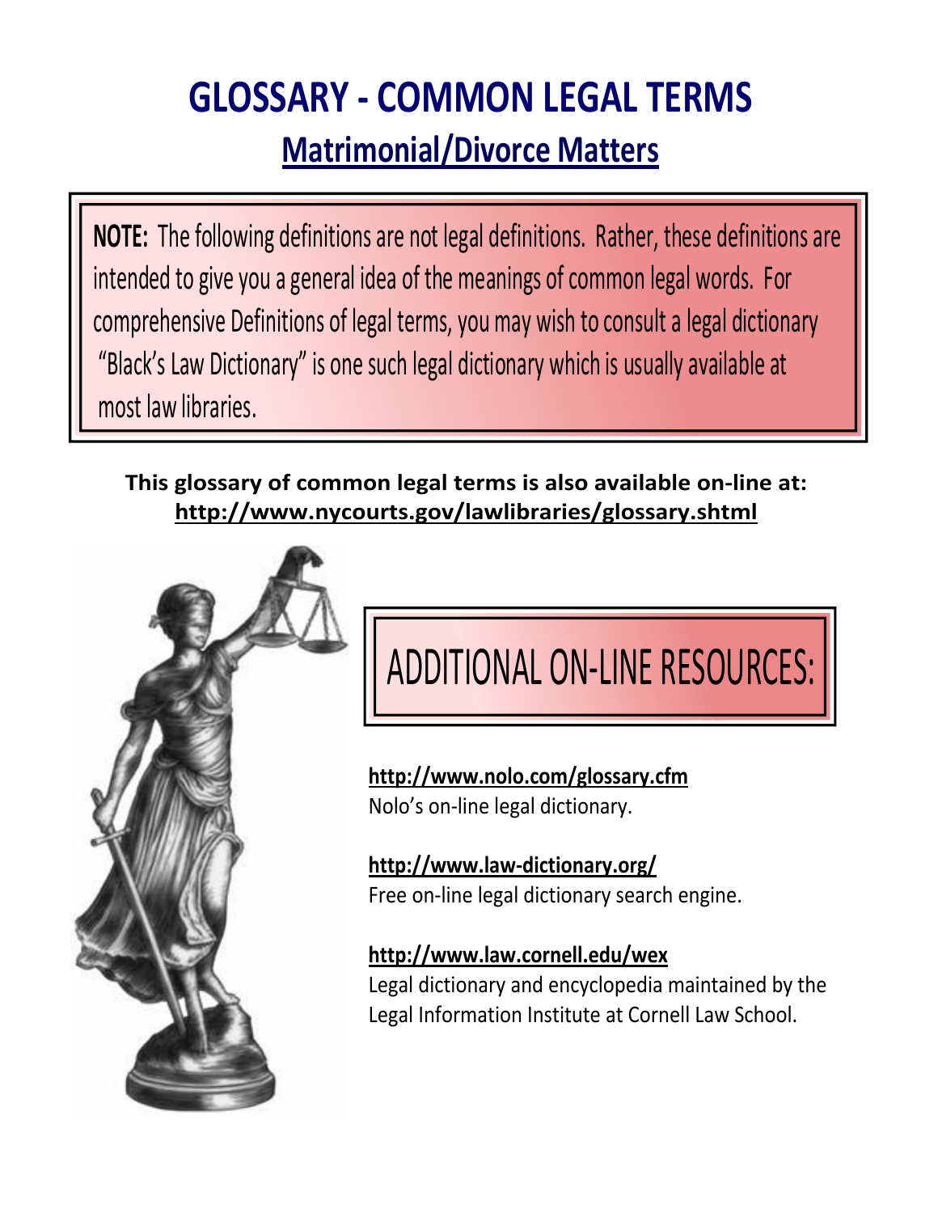# GLOSSARY - COMMON LEGAL TERMS

## Matrimonial/Divorce Matters

**NOTE:** The following definitions are not legal definitions. Rather, these definitions are intended to give you a general idea of the meanings of common legal words. For comprehensive Definitions of legal terms, you may wish to consult a legal dictionary "Black's Law Dictionary" is one such legal dictionary which is usually available at most law libraries.

**This glossary of common legal terms is also available on-line at:**
**http://www.nycourts.gov/lawlibraries/glossary.shtml**

## ADDITIONAL ON-LINE RESOURCES:

**http://www.nolo.com/glossary.cfm**
Nolo's on-line legal dictionary.

**http://www.law-dictionary.org/**
Free on-line legal dictionary search engine.

**http://www.law.cornell.edu/wex**
Legal dictionary and encyclopedia maintained by the Legal Information Institute at Cornell Law School.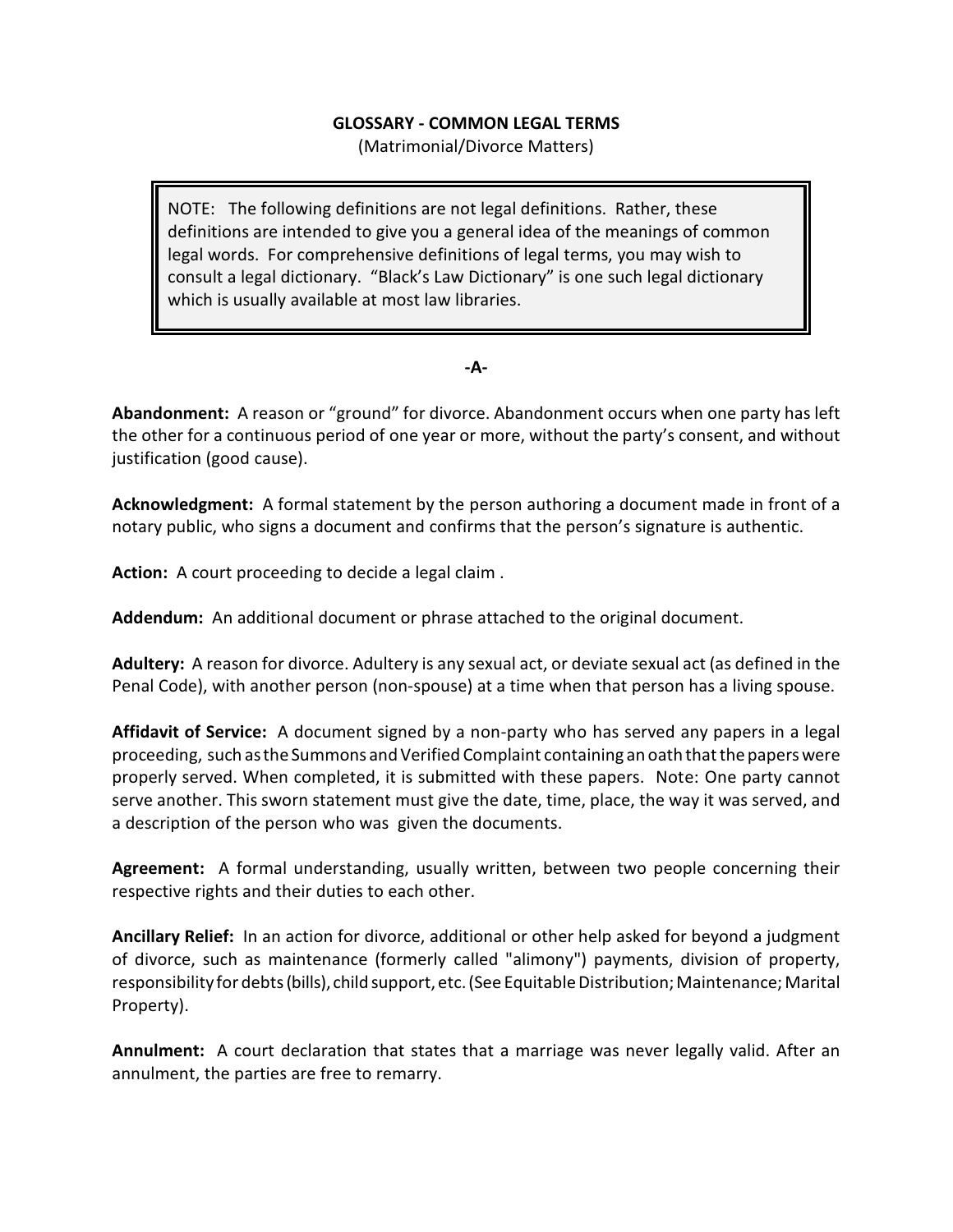# GLOSSARY - COMMON LEGAL TERMS

(Matrimonial/Divorce Matters)

> NOTE: The following definitions are not legal definitions. Rather, these definitions are intended to give you a general idea of the meanings of common legal words. For comprehensive definitions of legal terms, you may wish to consult a legal dictionary. "Black's Law Dictionary" is one such legal dictionary which is usually available at most law libraries.

## -A-

**Abandonment:** A reason or "ground" for divorce. Abandonment occurs when one party has left the other for a continuous period of one year or more, without the party's consent, and without justification (good cause).

**Acknowledgment:** A formal statement by the person authoring a document made in front of a notary public, who signs a document and confirms that the person's signature is authentic.

**Action:** A court proceeding to decide a legal claim .

**Addendum:** An additional document or phrase attached to the original document.

**Adultery:** A reason for divorce. Adultery is any sexual act, or deviate sexual act (as defined in the Penal Code), with another person (non-spouse) at a time when that person has a living spouse.

**Affidavit of Service:** A document signed by a non-party who has served any papers in a legal proceeding, such as the Summons and Verified Complaint containing an oath that the papers were properly served. When completed, it is submitted with these papers. Note: One party cannot serve another. This sworn statement must give the date, time, place, the way it was served, and a description of the person who was given the documents.

**Agreement:** A formal understanding, usually written, between two people concerning their respective rights and their duties to each other.

**Ancillary Relief:** In an action for divorce, additional or other help asked for beyond a judgment of divorce, such as maintenance (formerly called "alimony") payments, division of property, responsibility for debts (bills), child support, etc. (See Equitable Distribution; Maintenance; Marital Property).

**Annulment:** A court declaration that states that a marriage was never legally valid. After an annulment, the parties are free to remarry.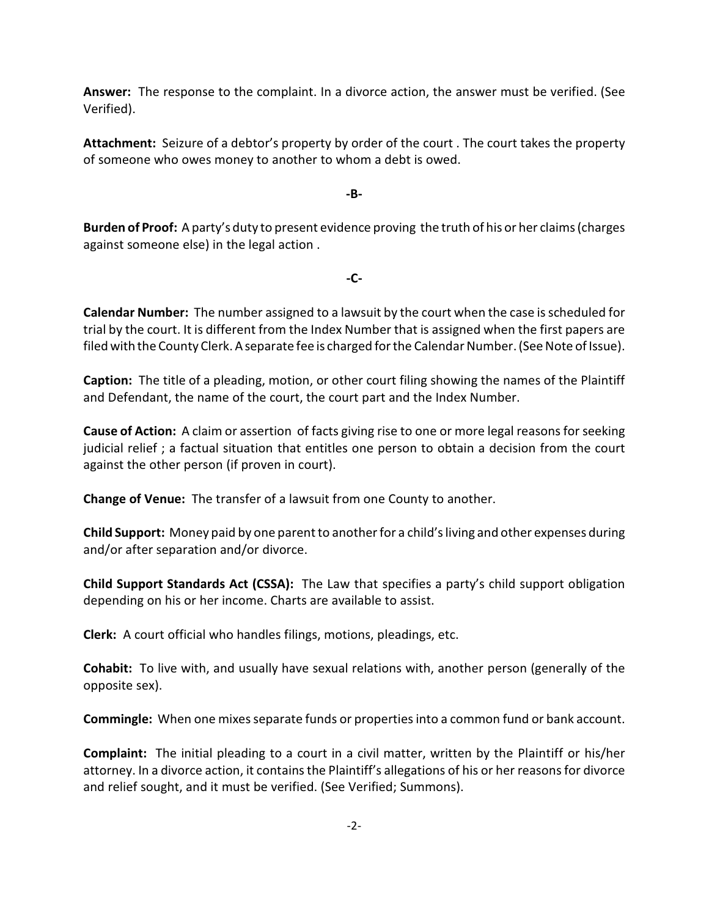**Answer:** The response to the complaint. In a divorce action, the answer must be verified. (See Verified).

**Attachment:** Seizure of a debtor's property by order of the court . The court takes the property of someone who owes money to another to whom a debt is owed.

**-B-**

**Burden of Proof:** A party's duty to present evidence proving the truth of his or her claims (charges against someone else) in the legal action .

**-C-**

**Calendar Number:** The number assigned to a lawsuit by the court when the case is scheduled for trial by the court. It is different from the Index Number that is assigned when the first papers are filed with the County Clerk. A separate fee is charged for the Calendar Number. (See Note of Issue).

**Caption:** The title of a pleading, motion, or other court filing showing the names of the Plaintiff and Defendant, the name of the court, the court part and the Index Number.

**Cause of Action:** A claim or assertion of facts giving rise to one or more legal reasons for seeking judicial relief ; a factual situation that entitles one person to obtain a decision from the court against the other person (if proven in court).

**Change of Venue:** The transfer of a lawsuit from one County to another.

**Child Support:** Money paid by one parent to another for a child's living and other expenses during and/or after separation and/or divorce.

**Child Support Standards Act (CSSA):** The Law that specifies a party's child support obligation depending on his or her income. Charts are available to assist.

**Clerk:** A court official who handles filings, motions, pleadings, etc.

**Cohabit:** To live with, and usually have sexual relations with, another person (generally of the opposite sex).

**Commingle:** When one mixes separate funds or properties into a common fund or bank account.

**Complaint:** The initial pleading to a court in a civil matter, written by the Plaintiff or his/her attorney. In a divorce action, it contains the Plaintiff's allegations of his or her reasons for divorce and relief sought, and it must be verified. (See Verified; Summons).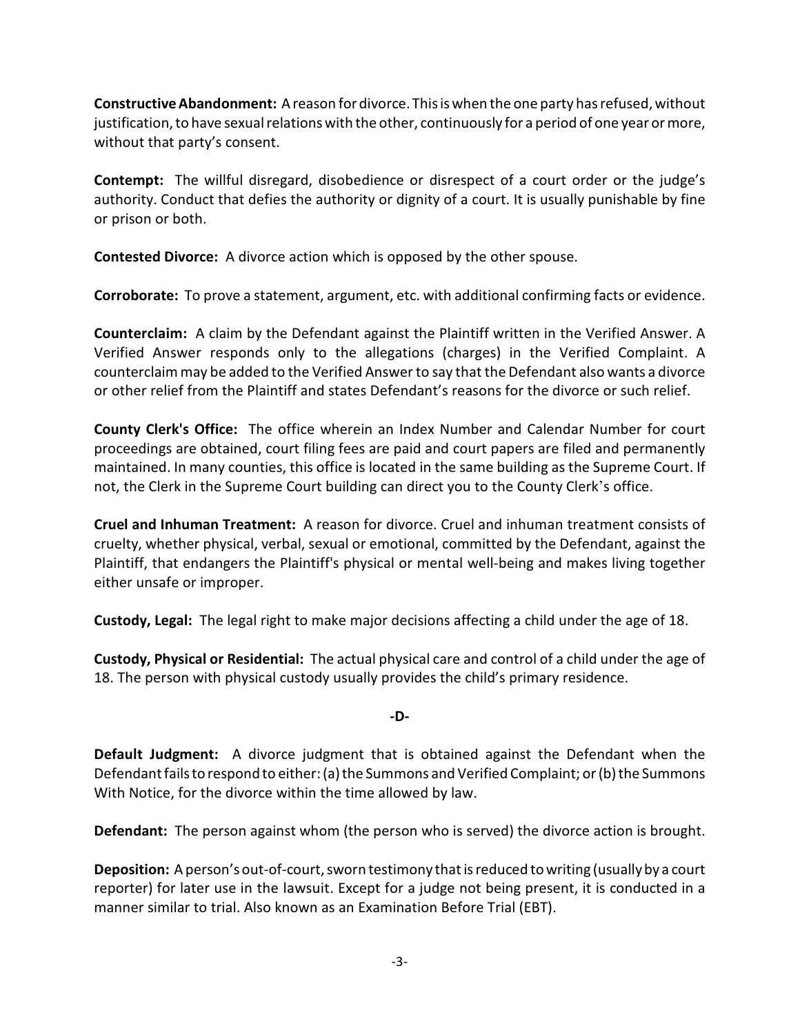**Constructive Abandonment:** A reason for divorce. This is when the one party has refused, without justification, to have sexual relations with the other, continuously for a period of one year or more, without that party's consent.

**Contempt:** The willful disregard, disobedience or disrespect of a court order or the judge's authority. Conduct that defies the authority or dignity of a court. It is usually punishable by fine or prison or both.

**Contested Divorce:** A divorce action which is opposed by the other spouse.

**Corroborate:** To prove a statement, argument, etc. with additional confirming facts or evidence.

**Counterclaim:** A claim by the Defendant against the Plaintiff written in the Verified Answer. A Verified Answer responds only to the allegations (charges) in the Verified Complaint. A counterclaim may be added to the Verified Answer to say that the Defendant also wants a divorce or other relief from the Plaintiff and states Defendant's reasons for the divorce or such relief.

**County Clerk's Office:** The office wherein an Index Number and Calendar Number for court proceedings are obtained, court filing fees are paid and court papers are filed and permanently maintained. In many counties, this office is located in the same building as the Supreme Court. If not, the Clerk in the Supreme Court building can direct you to the County Clerk's office.

**Cruel and Inhuman Treatment:** A reason for divorce. Cruel and inhuman treatment consists of cruelty, whether physical, verbal, sexual or emotional, committed by the Defendant, against the Plaintiff, that endangers the Plaintiff's physical or mental well-being and makes living together either unsafe or improper.

**Custody, Legal:** The legal right to make major decisions affecting a child under the age of 18.

**Custody, Physical or Residential:** The actual physical care and control of a child under the age of 18. The person with physical custody usually provides the child's primary residence.

**-D-**

**Default Judgment:** A divorce judgment that is obtained against the Defendant when the Defendant fails to respond to either: (a) the Summons and Verified Complaint; or (b) the Summons With Notice, for the divorce within the time allowed by law.

**Defendant:** The person against whom (the person who is served) the divorce action is brought.

**Deposition:** A person's out-of-court, sworn testimony that is reduced to writing (usually by a court reporter) for later use in the lawsuit. Except for a judge not being present, it is conducted in a manner similar to trial. Also known as an Examination Before Trial (EBT).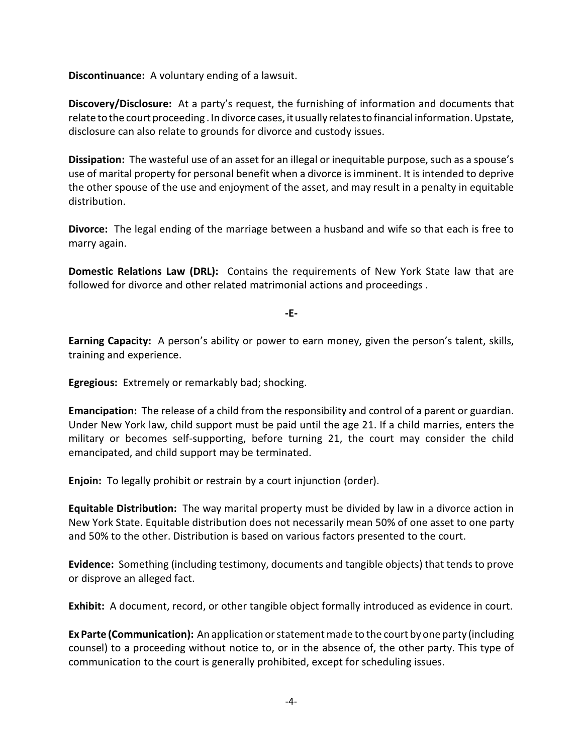**Discontinuance:** A voluntary ending of a lawsuit.

**Discovery/Disclosure:** At a party's request, the furnishing of information and documents that relate to the court proceeding . In divorce cases, it usually relates to financial information. Upstate, disclosure can also relate to grounds for divorce and custody issues.

**Dissipation:** The wasteful use of an asset for an illegal or inequitable purpose, such as a spouse's use of marital property for personal benefit when a divorce is imminent. It is intended to deprive the other spouse of the use and enjoyment of the asset, and may result in a penalty in equitable distribution.

**Divorce:** The legal ending of the marriage between a husband and wife so that each is free to marry again.

**Domestic Relations Law (DRL):** Contains the requirements of New York State law that are followed for divorce and other related matrimonial actions and proceedings .

**-E-**

**Earning Capacity:** A person's ability or power to earn money, given the person's talent, skills, training and experience.

**Egregious:** Extremely or remarkably bad; shocking.

**Emancipation:** The release of a child from the responsibility and control of a parent or guardian. Under New York law, child support must be paid until the age 21. If a child marries, enters the military or becomes self-supporting, before turning 21, the court may consider the child emancipated, and child support may be terminated.

**Enjoin:** To legally prohibit or restrain by a court injunction (order).

**Equitable Distribution:** The way marital property must be divided by law in a divorce action in New York State. Equitable distribution does not necessarily mean 50% of one asset to one party and 50% to the other. Distribution is based on various factors presented to the court.

**Evidence:** Something (including testimony, documents and tangible objects) that tends to prove or disprove an alleged fact.

**Exhibit:** A document, record, or other tangible object formally introduced as evidence in court.

**Ex Parte (Communication):** An application or statement made to the court by one party (including counsel) to a proceeding without notice to, or in the absence of, the other party. This type of communication to the court is generally prohibited, except for scheduling issues.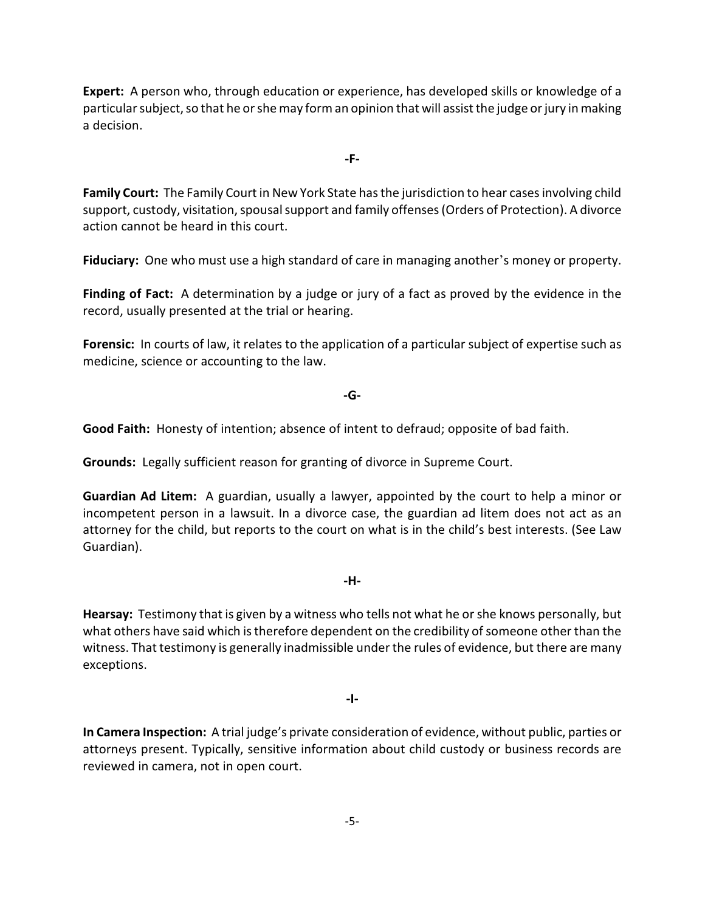**Expert:** A person who, through education or experience, has developed skills or knowledge of a particular subject, so that he or she may form an opinion that will assist the judge or jury in making a decision.

**-F-**

**Family Court:** The Family Court in New York State has the jurisdiction to hear cases involving child support, custody, visitation, spousal support and family offenses (Orders of Protection). A divorce action cannot be heard in this court.

**Fiduciary:** One who must use a high standard of care in managing another's money or property.

**Finding of Fact:** A determination by a judge or jury of a fact as proved by the evidence in the record, usually presented at the trial or hearing.

**Forensic:** In courts of law, it relates to the application of a particular subject of expertise such as medicine, science or accounting to the law.

**-G-**

**Good Faith:** Honesty of intention; absence of intent to defraud; opposite of bad faith.

**Grounds:** Legally sufficient reason for granting of divorce in Supreme Court.

**Guardian Ad Litem:** A guardian, usually a lawyer, appointed by the court to help a minor or incompetent person in a lawsuit. In a divorce case, the guardian ad litem does not act as an attorney for the child, but reports to the court on what is in the child's best interests. (See Law Guardian).

**-H-**

**Hearsay:** Testimony that is given by a witness who tells not what he or she knows personally, but what others have said which is therefore dependent on the credibility of someone other than the witness. That testimony is generally inadmissible under the rules of evidence, but there are many exceptions.

**-I-**

**In Camera Inspection:** A trial judge's private consideration of evidence, without public, parties or attorneys present. Typically, sensitive information about child custody or business records are reviewed in camera, not in open court.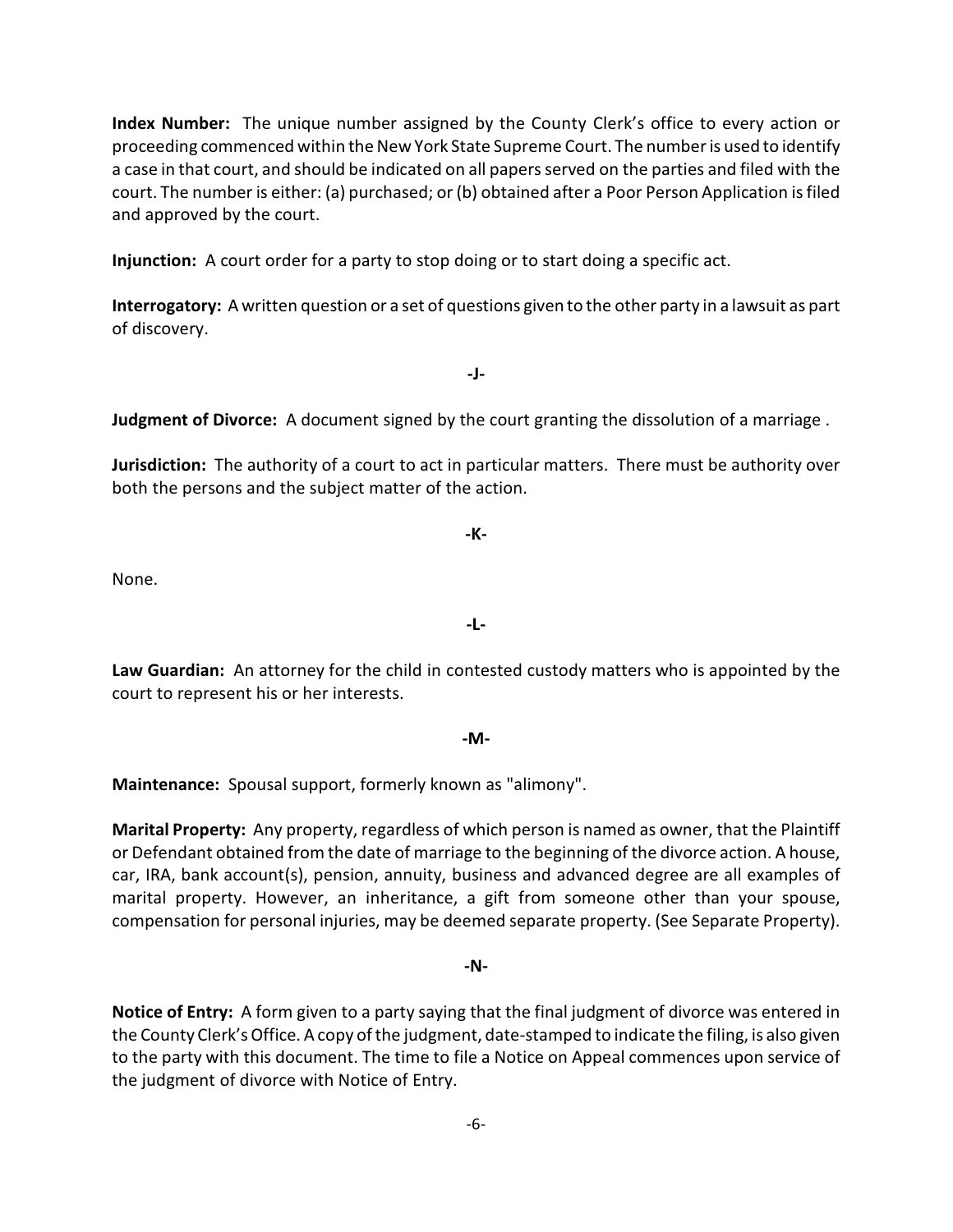**Index Number:** The unique number assigned by the County Clerk's office to every action or proceeding commenced within the New York State Supreme Court. The number is used to identify a case in that court, and should be indicated on all papers served on the parties and filed with the court. The number is either: (a) purchased; or (b) obtained after a Poor Person Application is filed and approved by the court.

**Injunction:** A court order for a party to stop doing or to start doing a specific act.

**Interrogatory:** A written question or a set of questions given to the other party in a lawsuit as part of discovery.

**-J-**

**Judgment of Divorce:** A document signed by the court granting the dissolution of a marriage .

**Jurisdiction:** The authority of a court to act in particular matters. There must be authority over both the persons and the subject matter of the action.

**-K-**

None.

**-L-**

**Law Guardian:** An attorney for the child in contested custody matters who is appointed by the court to represent his or her interests.

**-M-**

**Maintenance:** Spousal support, formerly known as "alimony".

**Marital Property:** Any property, regardless of which person is named as owner, that the Plaintiff or Defendant obtained from the date of marriage to the beginning of the divorce action. A house, car, IRA, bank account(s), pension, annuity, business and advanced degree are all examples of marital property. However, an inheritance, a gift from someone other than your spouse, compensation for personal injuries, may be deemed separate property. (See Separate Property).

**-N-**

**Notice of Entry:** A form given to a party saying that the final judgment of divorce was entered in the County Clerk's Office. A copy of the judgment, date-stamped to indicate the filing, is also given to the party with this document. The time to file a Notice on Appeal commences upon service of the judgment of divorce with Notice of Entry.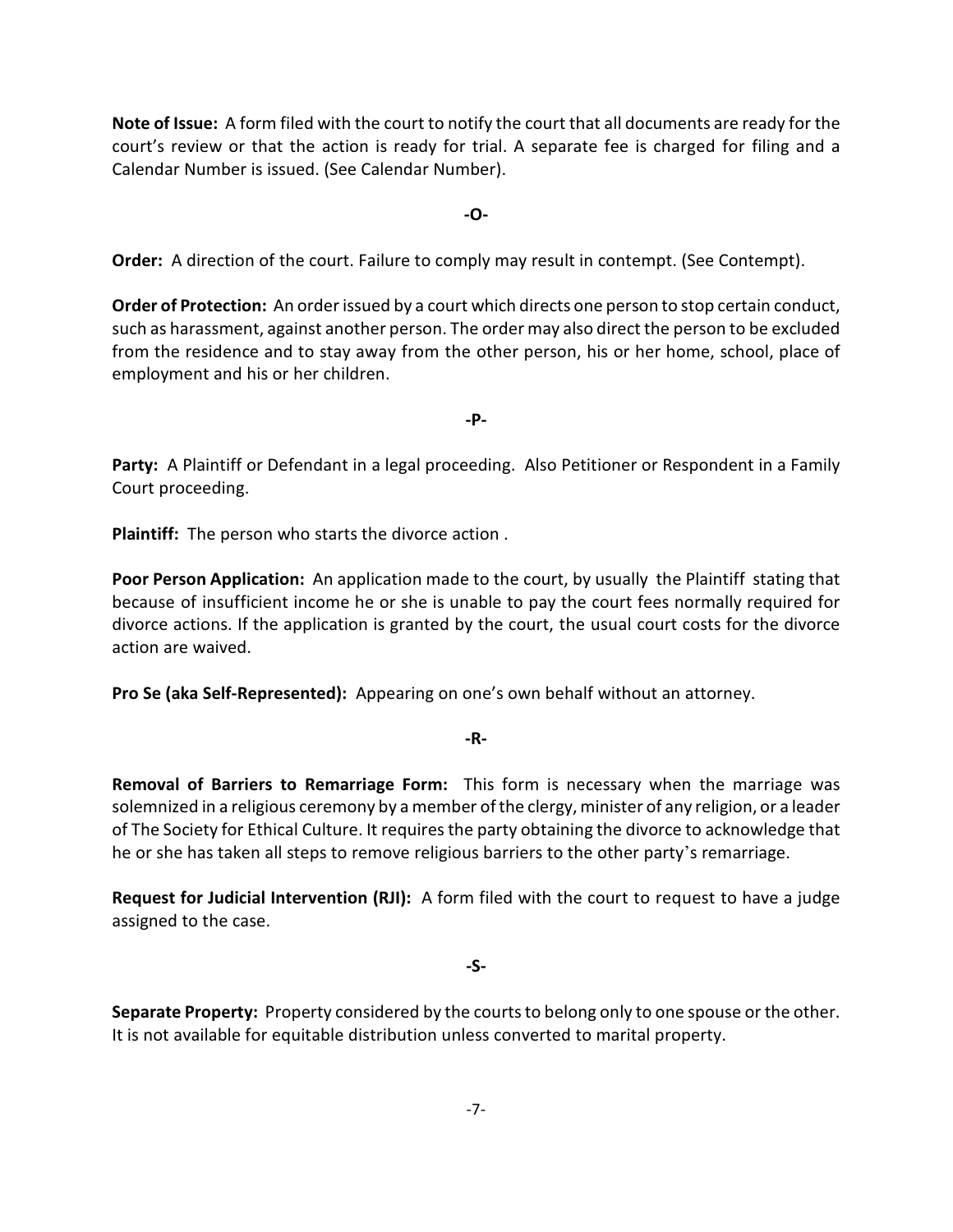**Note of Issue:** A form filed with the court to notify the court that all documents are ready for the court's review or that the action is ready for trial. A separate fee is charged for filing and a Calendar Number is issued. (See Calendar Number).

**-O-**

**Order:** A direction of the court. Failure to comply may result in contempt. (See Contempt).

**Order of Protection:** An order issued by a court which directs one person to stop certain conduct, such as harassment, against another person. The order may also direct the person to be excluded from the residence and to stay away from the other person, his or her home, school, place of employment and his or her children.

**-P-**

**Party:** A Plaintiff or Defendant in a legal proceeding. Also Petitioner or Respondent in a Family Court proceeding.

**Plaintiff:** The person who starts the divorce action .

**Poor Person Application:** An application made to the court, by usually the Plaintiff stating that because of insufficient income he or she is unable to pay the court fees normally required for divorce actions. If the application is granted by the court, the usual court costs for the divorce action are waived.

**Pro Se (aka Self-Represented):** Appearing on one's own behalf without an attorney.

**-R-**

**Removal of Barriers to Remarriage Form:** This form is necessary when the marriage was solemnized in a religious ceremony by a member of the clergy, minister of any religion, or a leader of The Society for Ethical Culture. It requires the party obtaining the divorce to acknowledge that he or she has taken all steps to remove religious barriers to the other party's remarriage.

**Request for Judicial Intervention (RJI):** A form filed with the court to request to have a judge assigned to the case.

**-S-**

**Separate Property:** Property considered by the courts to belong only to one spouse or the other. It is not available for equitable distribution unless converted to marital property.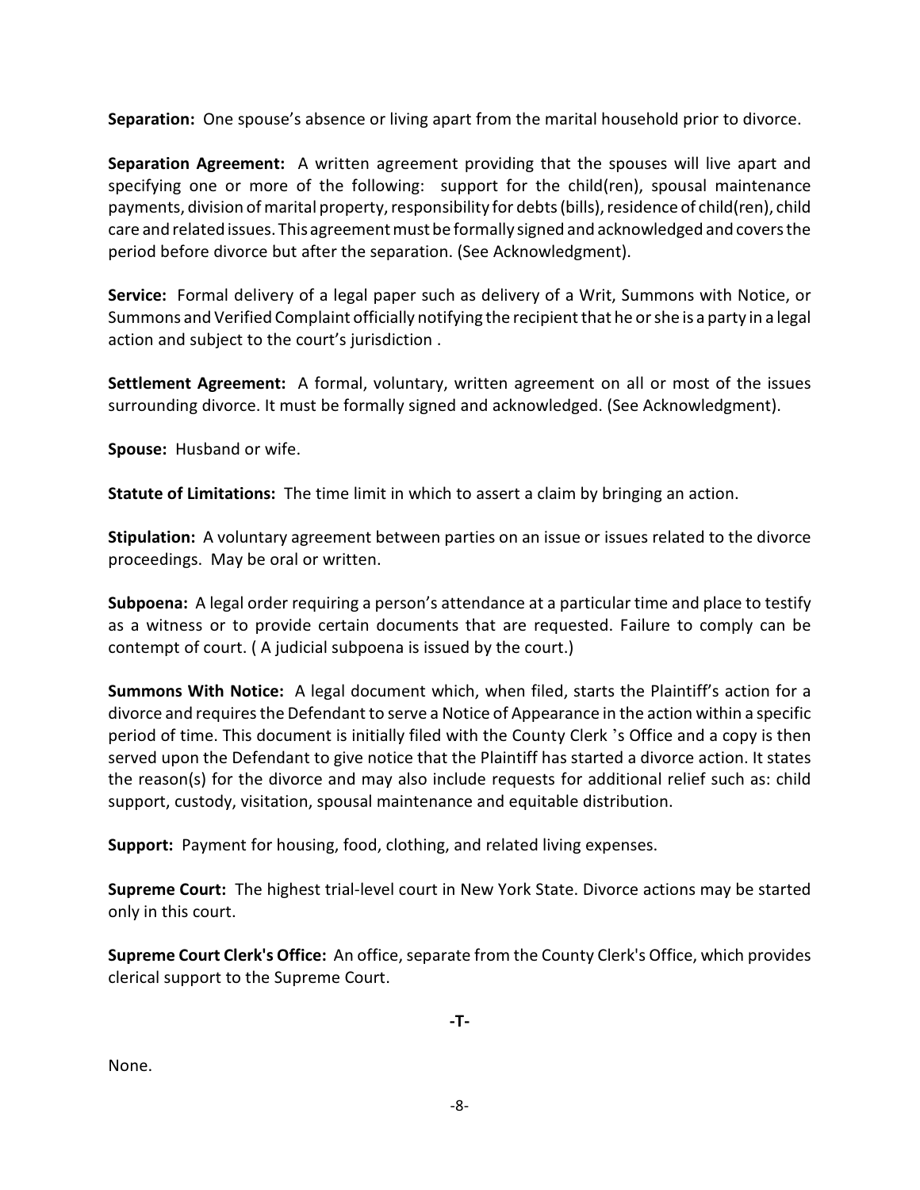**Separation:** One spouse's absence or living apart from the marital household prior to divorce.

**Separation Agreement:** A written agreement providing that the spouses will live apart and specifying one or more of the following: support for the child(ren), spousal maintenance payments, division of marital property, responsibility for debts (bills), residence of child(ren), child care and related issues. This agreement must be formally signed and acknowledged and covers the period before divorce but after the separation. (See Acknowledgment).

**Service:** Formal delivery of a legal paper such as delivery of a Writ, Summons with Notice, or Summons and Verified Complaint officially notifying the recipient that he or she is a party in a legal action and subject to the court's jurisdiction .

**Settlement Agreement:** A formal, voluntary, written agreement on all or most of the issues surrounding divorce. It must be formally signed and acknowledged. (See Acknowledgment).

**Spouse:** Husband or wife.

**Statute of Limitations:** The time limit in which to assert a claim by bringing an action.

**Stipulation:** A voluntary agreement between parties on an issue or issues related to the divorce proceedings. May be oral or written.

**Subpoena:** A legal order requiring a person's attendance at a particular time and place to testify as a witness or to provide certain documents that are requested. Failure to comply can be contempt of court. ( A judicial subpoena is issued by the court.)

**Summons With Notice:** A legal document which, when filed, starts the Plaintiff's action for a divorce and requires the Defendant to serve a Notice of Appearance in the action within a specific period of time. This document is initially filed with the County Clerk 's Office and a copy is then served upon the Defendant to give notice that the Plaintiff has started a divorce action. It states the reason(s) for the divorce and may also include requests for additional relief such as: child support, custody, visitation, spousal maintenance and equitable distribution.

**Support:** Payment for housing, food, clothing, and related living expenses.

**Supreme Court:** The highest trial-level court in New York State. Divorce actions may be started only in this court.

**Supreme Court Clerk's Office:** An office, separate from the County Clerk's Office, which provides clerical support to the Supreme Court.

**-T-**

None.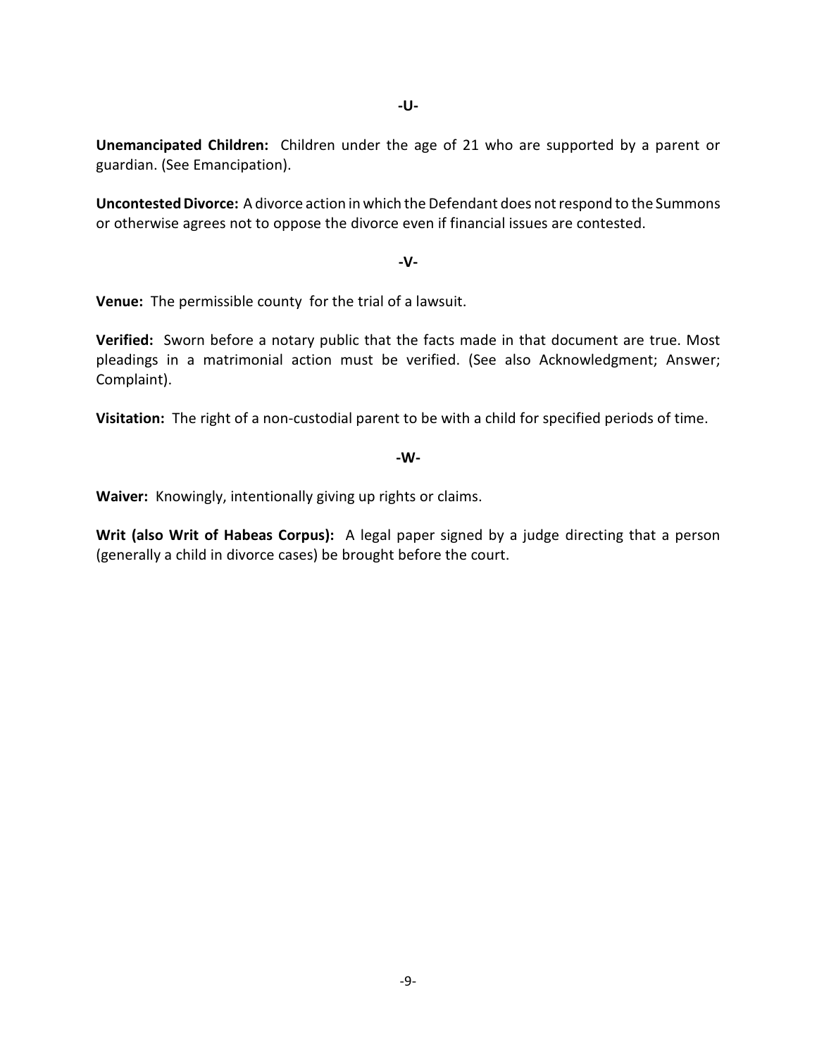**-U-**

**Unemancipated Children:** Children under the age of 21 who are supported by a parent or guardian. (See Emancipation).

**Uncontested Divorce:** A divorce action in which the Defendant does not respond to the Summons or otherwise agrees not to oppose the divorce even if financial issues are contested.

**-V-**

**Venue:** The permissible county for the trial of a lawsuit.

**Verified:** Sworn before a notary public that the facts made in that document are true. Most pleadings in a matrimonial action must be verified. (See also Acknowledgment; Answer; Complaint).

**Visitation:** The right of a non-custodial parent to be with a child for specified periods of time.

**-W-**

**Waiver:** Knowingly, intentionally giving up rights or claims.

**Writ (also Writ of Habeas Corpus):** A legal paper signed by a judge directing that a person (generally a child in divorce cases) be brought before the court.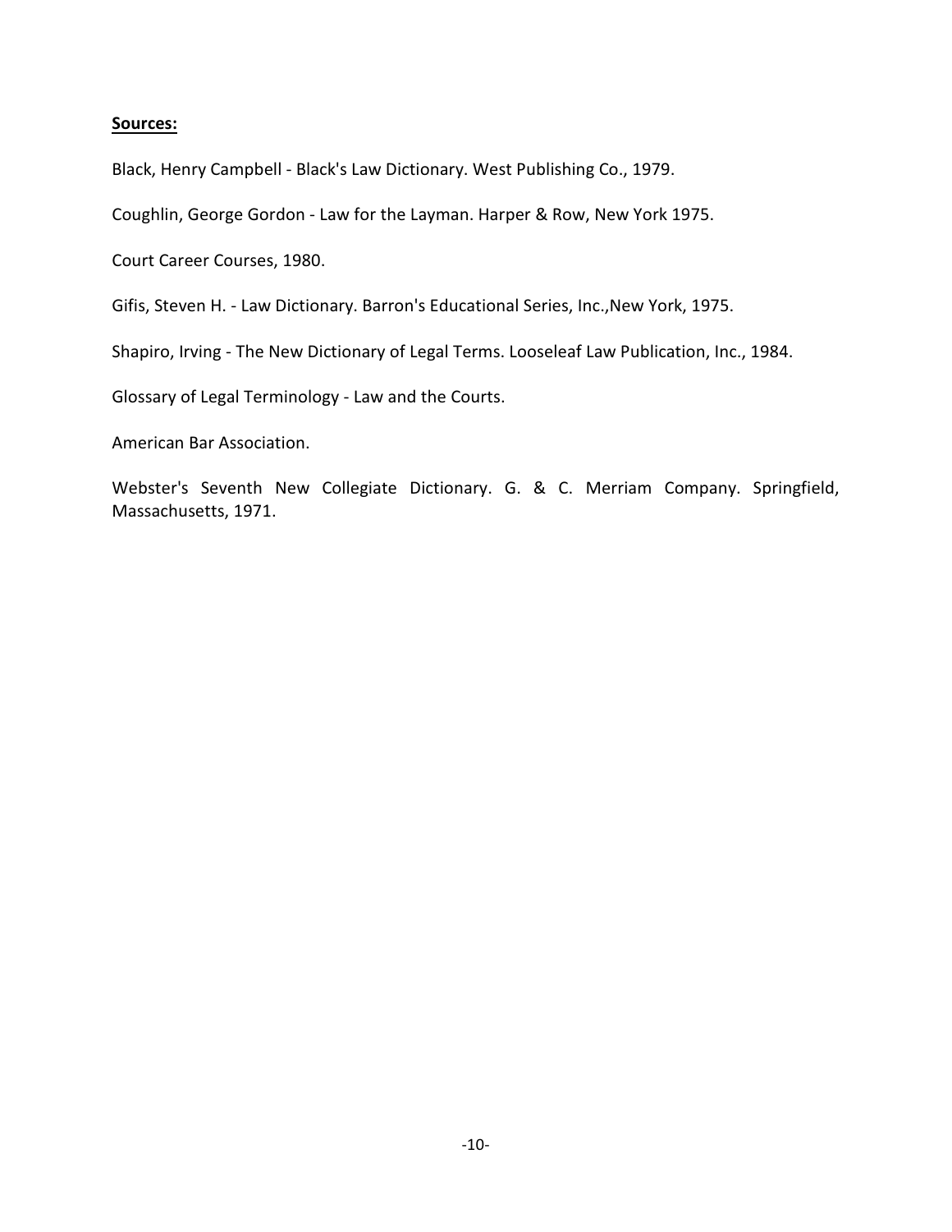**Sources:**

Black, Henry Campbell - Black's Law Dictionary. West Publishing Co., 1979.

Coughlin, George Gordon - Law for the Layman. Harper & Row, New York 1975.

Court Career Courses, 1980.

Gifis, Steven H. - Law Dictionary. Barron's Educational Series, Inc.,New York, 1975.

Shapiro, Irving - The New Dictionary of Legal Terms. Looseleaf Law Publication, Inc., 1984.

Glossary of Legal Terminology - Law and the Courts.

American Bar Association.

Webster's Seventh New Collegiate Dictionary. G. & C. Merriam Company. Springfield, Massachusetts, 1971.